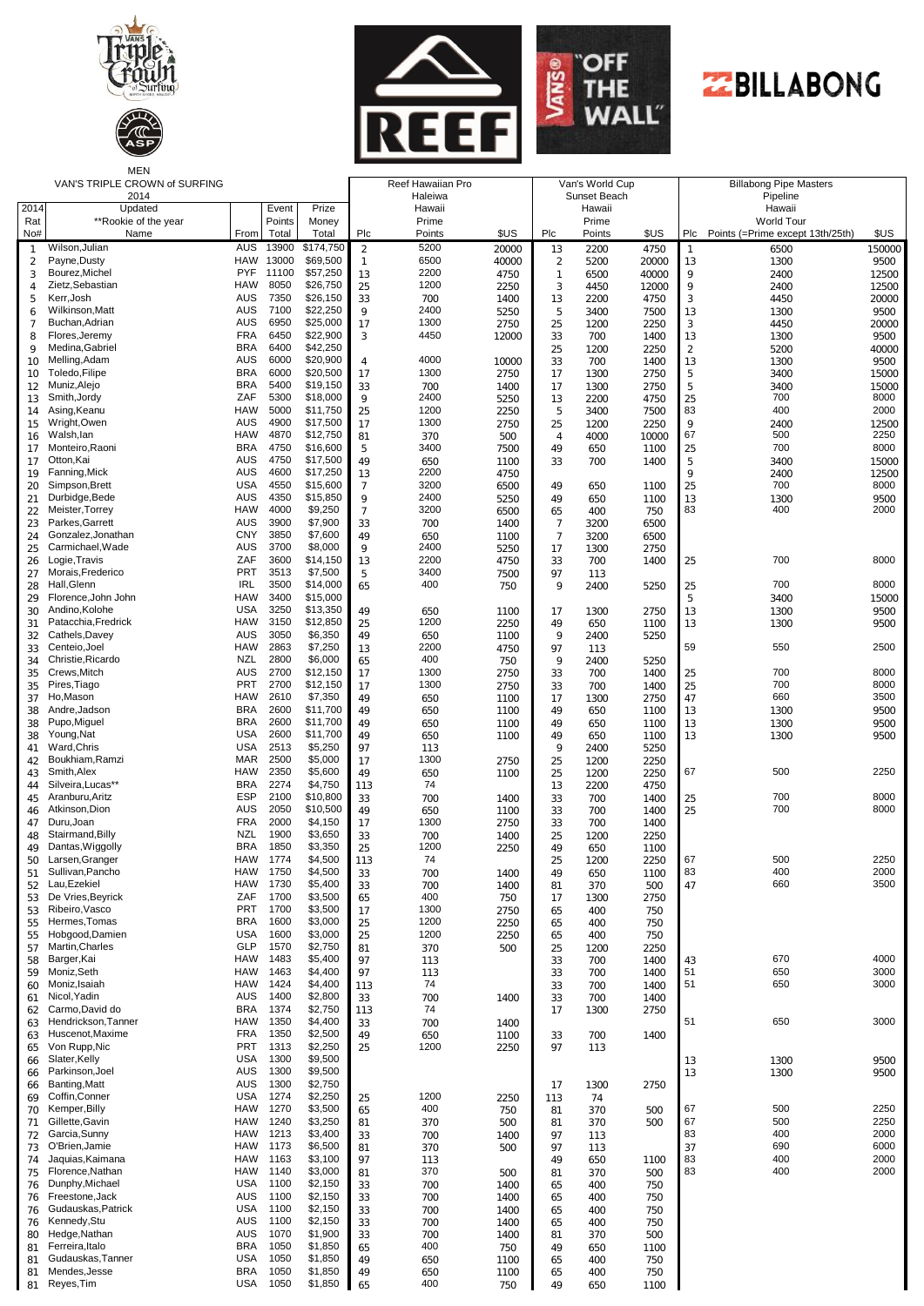MEN

VAN'S TRIPLE CROWN of SURFING 2014

| 2014 Rat No# | Updated **Rookie of the year Name | From | Event Points Total | Prize Money Total | Reef Hawaiian Pro Haleiwa Hawaii Prime Plc | Points | $US | Van's World Cup Sunset Beach Hawaii Prime Plc | Points | $US | Billabong Pipe Masters Pipeline Hawaii World Tour Plc | Points (=Prime except 13th/25th) | $US |
|---|---|---|---|---|---|---|---|---|---|---|---|---|---|
| 1 | Wilson,Julian | AUS | 13900 | $174,750 | 2 | 5200 | 20000 | 13 | 2200 | 4750 | 1 | 6500 | 150000 |
| 2 | Payne,Dusty | HAW | 13000 | $69,500 | 1 | 6500 | 40000 | 2 | 5200 | 20000 | 13 | 1300 | 9500 |
| 3 | Bourez,Michel | PYF | 11100 | $57,250 | 13 | 2200 | 4750 | 1 | 6500 | 40000 | 9 | 2400 | 12500 |
| 4 | Zietz,Sebastian | HAW | 8050 | $26,750 | 25 | 1200 | 2250 | 3 | 4450 | 12000 | 9 | 2400 | 12500 |
| 5 | Kerr,Josh | AUS | 7350 | $26,150 | 33 | 700 | 1400 | 13 | 2200 | 4750 | 3 | 4450 | 20000 |
| 6 | Wilkinson,Matt | AUS | 7100 | $22,250 | 9 | 2400 | 5250 | 5 | 3400 | 7500 | 13 | 1300 | 9500 |
| 7 | Buchan,Adrian | AUS | 6950 | $25,000 | 17 | 1300 | 2750 | 25 | 1200 | 2250 | 3 | 4450 | 20000 |
| 8 | Flores,Jeremy | FRA | 6450 | $22,900 | 3 | 4450 | 12000 | 33 | 700 | 1400 | 13 | 1300 | 9500 |
| 9 | Medina,Gabriel | BRA | 6400 | $42,250 | | | | 25 | 1200 | 2250 | 2 | 5200 | 40000 |
| 10 | Melling,Adam | AUS | 6000 | $20,900 | 4 | 4000 | 10000 | 33 | 700 | 1400 | 13 | 1300 | 9500 |
| 10 | Toledo,Filipe | BRA | 6000 | $20,500 | 17 | 1300 | 2750 | 17 | 1300 | 2750 | 5 | 3400 | 15000 |
| 12 | Muniz,Alejo | BRA | 5400 | $19,150 | 33 | 700 | 1400 | 17 | 1300 | 2750 | 5 | 3400 | 15000 |
| 13 | Smith,Jordy | ZAF | 5300 | $18,000 | 9 | 2400 | 5250 | 13 | 2200 | 4750 | 25 | 700 | 8000 |
| 14 | Asing,Keanu | HAW | 5000 | $11,750 | 25 | 1200 | 2250 | 5 | 3400 | 7500 | 83 | 400 | 2000 |
| 15 | Wright,Owen | AUS | 4900 | $17,500 | 17 | 1300 | 2750 | 25 | 1200 | 2250 | 9 | 2400 | 12500 |
| 16 | Walsh,Ian | HAW | 4870 | $12,750 | 81 | 370 | 500 | 4 | 4000 | 10000 | 67 | 500 | 2250 |
| 17 | Monteiro,Raoni | BRA | 4750 | $16,600 | 5 | 3400 | 7500 | 49 | 650 | 1100 | 25 | 700 | 8000 |
| 17 | Otton,Kai | AUS | 4750 | $17,500 | 49 | 650 | 1100 | 33 | 700 | 1400 | 5 | 3400 | 15000 |
| 19 | Fanning,Mick | AUS | 4600 | $17,250 | 13 | 2200 | 4750 | | | | 9 | 2400 | 12500 |
| 20 | Simpson,Brett | USA | 4550 | $15,600 | 7 | 3200 | 6500 | 49 | 650 | 1100 | 25 | 700 | 8000 |
| 21 | Durbidge,Bede | AUS | 4350 | $15,850 | 9 | 2400 | 5250 | 49 | 650 | 1100 | 13 | 1300 | 9500 |
| 22 | Meister,Torrey | HAW | 4000 | $9,250 | 7 | 3200 | 6500 | 65 | 400 | 750 | 83 | 400 | 2000 |
| 23 | Parkes,Garrett | AUS | 3900 | $7,900 | 33 | 700 | 1400 | 7 | 3200 | 6500 | | | |
| 24 | Gonzalez,Jonathan | CNY | 3850 | $7,600 | 49 | 650 | 1100 | 7 | 3200 | 6500 | | | |
| 25 | Carmichael,Wade | AUS | 3700 | $8,000 | 9 | 2400 | 5250 | 17 | 1300 | 2750 | | | |
| 26 | Logie,Travis | ZAF | 3600 | $14,150 | 13 | 2200 | 4750 | 33 | 700 | 1400 | 25 | 700 | 8000 |
| 27 | Morais,Frederico | PRT | 3513 | $7,500 | 5 | 3400 | 7500 | 97 | 113 | | | | |
| 28 | Hall,Glenn | IRL | 3500 | $14,000 | 65 | 400 | 750 | 9 | 2400 | 5250 | 25 | 700 | 8000 |
| 29 | Florence,John John | HAW | 3400 | $15,000 | | | | | | | 5 | 3400 | 15000 |
| 30 | Andino,Kolohe | USA | 3250 | $13,350 | 49 | 650 | 1100 | 17 | 1300 | 2750 | 13 | 1300 | 9500 |
| 31 | Patacchia,Fredrick | HAW | 3150 | $12,850 | 25 | 1200 | 2250 | 49 | 650 | 1100 | 13 | 1300 | 9500 |
| 32 | Cathels,Davey | AUS | 3050 | $6,350 | 49 | 650 | 1100 | 9 | 2400 | 5250 | | | |
| 33 | Centeio,Joel | HAW | 2863 | $7,250 | 13 | 2200 | 4750 | 97 | 113 | | 59 | 550 | 2500 |
| 34 | Christie,Ricardo | NZL | 2800 | $6,000 | 65 | 400 | 750 | 9 | 2400 | 5250 | | | |
| 35 | Crews,Mitch | AUS | 2700 | $12,150 | 17 | 1300 | 2750 | 33 | 700 | 1400 | 25 | 700 | 8000 |
| 35 | Pires,Tiago | PRT | 2700 | $12,150 | 17 | 1300 | 2750 | 33 | 700 | 1400 | 25 | 700 | 8000 |
| 37 | Ho,Mason | HAW | 2610 | $7,350 | 49 | 650 | 1100 | 17 | 1300 | 2750 | 47 | 660 | 3500 |
| 38 | Andre,Jadson | BRA | 2600 | $11,700 | 49 | 650 | 1100 | 49 | 650 | 1100 | 13 | 1300 | 9500 |
| 38 | Pupo,Miguel | BRA | 2600 | $11,700 | 49 | 650 | 1100 | 49 | 650 | 1100 | 13 | 1300 | 9500 |
| 38 | Young,Nat | USA | 2600 | $11,700 | 49 | 650 | 1100 | 49 | 650 | 1100 | 13 | 1300 | 9500 |
| 41 | Ward,Chris | USA | 2513 | $5,250 | 97 | 113 | | 9 | 2400 | 5250 | | | |
| 42 | Boukhiam,Ramzi | MAR | 2500 | $5,000 | 17 | 1300 | 2750 | 25 | 1200 | 2250 | | | |
| 43 | Smith,Alex | HAW | 2350 | $5,600 | 49 | 650 | 1100 | 25 | 1200 | 2250 | 67 | 500 | 2250 |
| 44 | Silveira,Lucas** | BRA | 2274 | $4,750 | 113 | 74 | | 13 | 2200 | 4750 | | | |
| 45 | Aranburu,Aritz | ESP | 2100 | $10,800 | 33 | 700 | 1400 | 33 | 700 | 1400 | 25 | 700 | 8000 |
| 46 | Atkinson,Dion | AUS | 2050 | $10,500 | 49 | 650 | 1100 | 33 | 700 | 1400 | 25 | 700 | 8000 |
| 47 | Duru,Joan | FRA | 2000 | $4,150 | 17 | 1300 | 2750 | 33 | 700 | 1400 | | | |
| 48 | Stairmand,Billy | NZL | 1900 | $3,650 | 33 | 700 | 1400 | 25 | 1200 | 2250 | | | |
| 49 | Dantas,Wiggolly | BRA | 1850 | $3,350 | 25 | 1200 | 2250 | 49 | 650 | 1100 | | | |
| 50 | Larsen,Granger | HAW | 1774 | $4,500 | 113 | 74 | | 25 | 1200 | 2250 | 67 | 500 | 2250 |
| 51 | Sullivan,Pancho | HAW | 1750 | $4,500 | 33 | 700 | 1400 | 49 | 650 | 1100 | 83 | 400 | 2000 |
| 52 | Lau,Ezekiel | HAW | 1730 | $5,400 | 33 | 700 | 1400 | 81 | 370 | 500 | 47 | 660 | 3500 |
| 53 | De Vries,Beyrick | ZAF | 1700 | $3,500 | 65 | 400 | 750 | 17 | 1300 | 2750 | | | |
| 53 | Ribeiro,Vasco | PRT | 1700 | $3,500 | 17 | 1300 | 2750 | 65 | 400 | 750 | | | |
| 55 | Hermes,Tomas | BRA | 1600 | $3,000 | 25 | 1200 | 2250 | 65 | 400 | 750 | | | |
| 55 | Hobgood,Damien | USA | 1600 | $3,000 | 25 | 1200 | 2250 | 65 | 400 | 750 | | | |
| 57 | Martin,Charles | GLP | 1570 | $2,750 | 81 | 370 | 500 | 25 | 1200 | 2250 | | | |
| 58 | Barger,Kai | HAW | 1483 | $5,400 | 97 | 113 | | 33 | 700 | 1400 | 43 | 670 | 4000 |
| 59 | Moniz,Seth | HAW | 1463 | $4,400 | 97 | 113 | | 33 | 700 | 1400 | 51 | 650 | 3000 |
| 60 | Moniz,Isaiah | HAW | 1424 | $4,400 | 113 | 74 | | 33 | 700 | 1400 | 51 | 650 | 3000 |
| 61 | Nicol,Yadin | AUS | 1400 | $2,800 | 33 | 700 | 1400 | 33 | 700 | 1400 | | | |
| 62 | Carmo,David do | BRA | 1374 | $2,750 | 113 | 74 | | 17 | 1300 | 2750 | | | |
| 63 | Hendrickson,Tanner | HAW | 1350 | $4,400 | 33 | 700 | 1400 | | | | 51 | 650 | 3000 |
| 63 | Huscenot,Maxime | FRA | 1350 | $2,500 | 49 | 650 | 1100 | 33 | 700 | 1400 | | | |
| 65 | Von Rupp,Nic | PRT | 1313 | $2,250 | 25 | 1200 | 2250 | 97 | 113 | | | | |
| 66 | Slater,Kelly | USA | 1300 | $9,500 | | | | | | | 13 | 1300 | 9500 |
| 66 | Parkinson,Joel | AUS | 1300 | $9,500 | | | | | | | 13 | 1300 | 9500 |
| 66 | Banting,Matt | AUS | 1300 | $2,750 | | | | 17 | 1300 | 2750 | | | |
| 69 | Coffin,Conner | USA | 1274 | $2,250 | 25 | 1200 | 2250 | 113 | 74 | | | | |
| 70 | Kemper,Billy | HAW | 1270 | $3,500 | 65 | 400 | 750 | 81 | 370 | 500 | 67 | 500 | 2250 |
| 71 | Gillette,Gavin | HAW | 1240 | $3,250 | 81 | 370 | 500 | 81 | 370 | 500 | 67 | 500 | 2250 |
| 72 | Garcia,Sunny | HAW | 1213 | $3,400 | 33 | 700 | 1400 | 97 | 113 | | 83 | 400 | 2000 |
| 73 | O'Brien,Jamie | HAW | 1173 | $6,500 | 81 | 370 | 500 | 97 | 113 | | 37 | 690 | 6000 |
| 74 | Jaquias,Kaimana | HAW | 1163 | $3,100 | 97 | 113 | | 49 | 650 | 1100 | 83 | 400 | 2000 |
| 75 | Florence,Nathan | HAW | 1140 | $3,000 | 81 | 370 | 500 | 81 | 370 | 500 | 83 | 400 | 2000 |
| 76 | Dunphy,Michael | USA | 1100 | $2,150 | 33 | 700 | 1400 | 65 | 400 | 750 | | | |
| 76 | Freestone,Jack | AUS | 1100 | $2,150 | 33 | 700 | 1400 | 65 | 400 | 750 | | | |
| 76 | Gudauskas,Patrick | USA | 1100 | $2,150 | 33 | 700 | 1400 | 65 | 400 | 750 | | | |
| 76 | Kennedy,Stu | AUS | 1100 | $2,150 | 33 | 700 | 1400 | 65 | 400 | 750 | | | |
| 80 | Hedge,Nathan | AUS | 1070 | $1,900 | 33 | 700 | 1400 | 81 | 370 | 500 | | | |
| 81 | Ferreira,Italo | BRA | 1050 | $1,850 | 65 | 400 | 750 | 49 | 650 | 1100 | | | |
| 81 | Gudauskas,Tanner | USA | 1050 | $1,850 | 49 | 650 | 1100 | 65 | 400 | 750 | | | |
| 81 | Mendes,Jesse | BRA | 1050 | $1,850 | 49 | 650 | 1100 | 65 | 400 | 750 | | | |
| 81 | Reyes,Tim | USA | 1050 | $1,850 | 65 | 400 | 750 | 49 | 650 | 1100 | | | |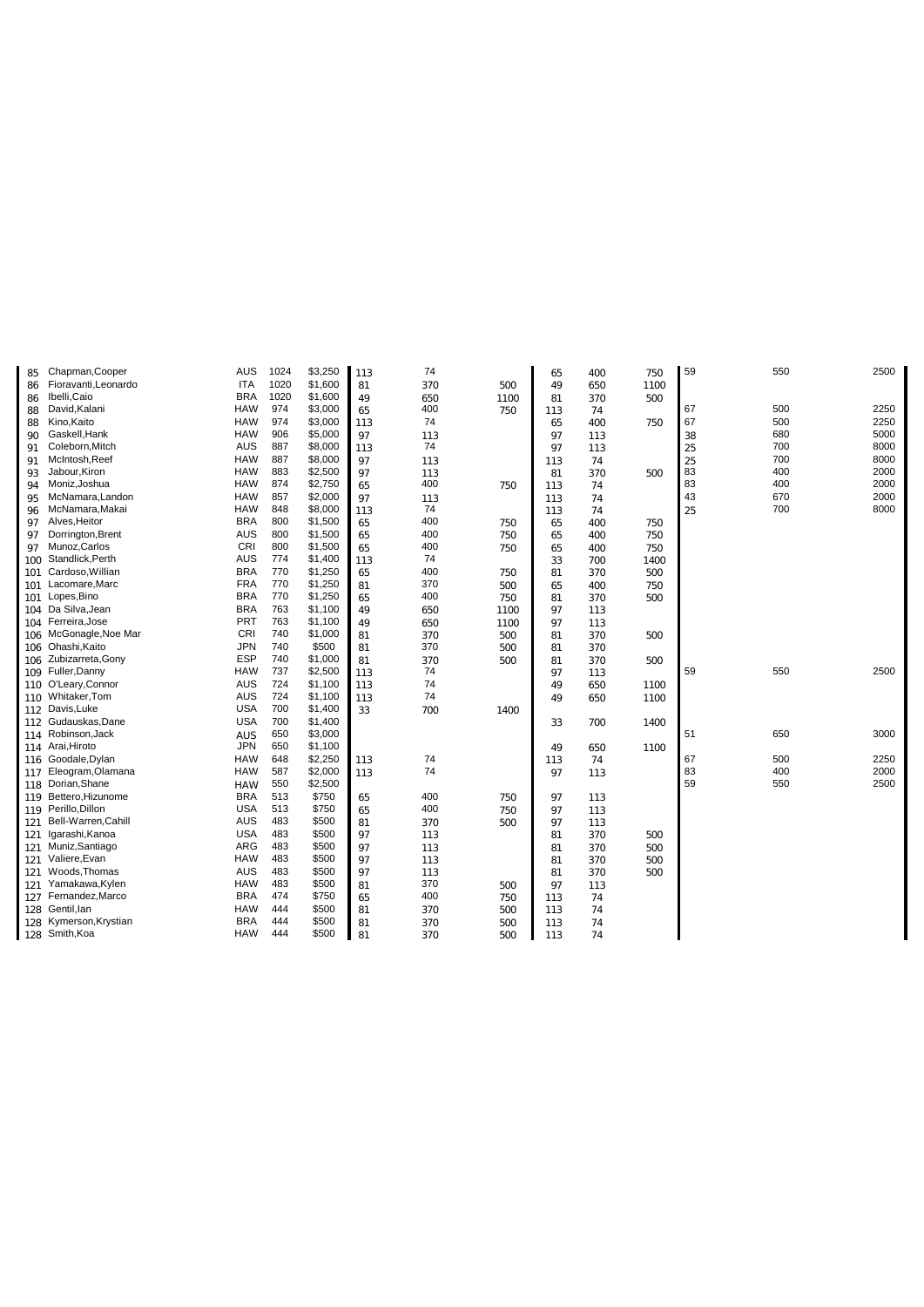| | | | | | | | | | | | | | |
|---|---|---|---|---|---|---|---|---|---|---|---|---|---|
| 85 | Chapman,Cooper | AUS | 1024 | $3,250 | 113 | 74 | | 65 | 400 | 750 | 59 | 550 | 2500 |
| 86 | Fioravanti,Leonardo | ITA | 1020 | $1,600 | 81 | 370 | 500 | 49 | 650 | 1100 | | | |
| 86 | Ibelli,Caio | BRA | 1020 | $1,600 | 49 | 650 | 1100 | 81 | 370 | 500 | | | |
| 88 | David,Kalani | HAW | 974 | $3,000 | 65 | 400 | 750 | 113 | 74 | | 67 | 500 | 2250 |
| 88 | Kino,Kaito | HAW | 974 | $3,000 | 113 | 74 | | 65 | 400 | 750 | 67 | 500 | 2250 |
| 90 | Gaskell,Hank | HAW | 906 | $5,000 | 97 | 113 | | 97 | 113 | | 38 | 680 | 5000 |
| 91 | Coleborn,Mitch | AUS | 887 | $8,000 | 113 | 74 | | 97 | 113 | | 25 | 700 | 8000 |
| 91 | McIntosh,Reef | HAW | 887 | $8,000 | 97 | 113 | | 113 | 74 | | 25 | 700 | 8000 |
| 93 | Jabour,Kiron | HAW | 883 | $2,500 | 97 | 113 | | 81 | 370 | 500 | 83 | 400 | 2000 |
| 94 | Moniz,Joshua | HAW | 874 | $2,750 | 65 | 400 | 750 | 113 | 74 | | 83 | 400 | 2000 |
| 95 | McNamara,Landon | HAW | 857 | $2,000 | 97 | 113 | | 113 | 74 | | 43 | 670 | 2000 |
| 96 | McNamara,Makai | HAW | 848 | $8,000 | 113 | 74 | | 113 | 74 | | 25 | 700 | 8000 |
| 97 | Alves,Heitor | BRA | 800 | $1,500 | 65 | 400 | 750 | 65 | 400 | 750 | | | |
| 97 | Dorrington,Brent | AUS | 800 | $1,500 | 65 | 400 | 750 | 65 | 400 | 750 | | | |
| 97 | Munoz,Carlos | CRI | 800 | $1,500 | 65 | 400 | 750 | 65 | 400 | 750 | | | |
| 100 | Standlick,Perth | AUS | 774 | $1,400 | 113 | 74 | | 33 | 700 | 1400 | | | |
| 101 | Cardoso,Willian | BRA | 770 | $1,250 | 65 | 400 | 750 | 81 | 370 | 500 | | | |
| 101 | Lacomare,Marc | FRA | 770 | $1,250 | 81 | 370 | 500 | 65 | 400 | 750 | | | |
| 101 | Lopes,Bino | BRA | 770 | $1,250 | 65 | 400 | 750 | 81 | 370 | 500 | | | |
| 104 | Da Silva,Jean | BRA | 763 | $1,100 | 49 | 650 | 1100 | 97 | 113 | | | | |
| 104 | Ferreira,Jose | PRT | 763 | $1,100 | 49 | 650 | 1100 | 97 | 113 | | | | |
| 106 | McGonagle,Noe Mar | CRI | 740 | $1,000 | 81 | 370 | 500 | 81 | 370 | 500 | | | |
| 106 | Ohashi,Kaito | JPN | 740 | $500 | 81 | 370 | 500 | 81 | 370 | | | | |
| 106 | Zubizarreta,Gony | ESP | 740 | $1,000 | 81 | 370 | 500 | 81 | 370 | 500 | | | |
| 109 | Fuller,Danny | HAW | 737 | $2,500 | 113 | 74 | | 97 | 113 | | 59 | 550 | 2500 |
| 110 | O'Leary,Connor | AUS | 724 | $1,100 | 113 | 74 | | 49 | 650 | 1100 | | | |
| 110 | Whitaker,Tom | AUS | 724 | $1,100 | 113 | 74 | | 49 | 650 | 1100 | | | |
| 112 | Davis,Luke | USA | 700 | $1,400 | 33 | 700 | 1400 | | | | | | |
| 112 | Gudauskas,Dane | USA | 700 | $1,400 | | | | 33 | 700 | 1400 | | | |
| 114 | Robinson,Jack | AUS | 650 | $3,000 | | | | | | | 51 | 650 | 3000 |
| 114 | Arai,Hiroto | JPN | 650 | $1,100 | | | | 49 | 650 | 1100 | | | |
| 116 | Goodale,Dylan | HAW | 648 | $2,250 | 113 | 74 | | 113 | 74 | | 67 | 500 | 2250 |
| 117 | Eleogram,Olamana | HAW | 587 | $2,000 | 113 | 74 | | 97 | 113 | | 83 | 400 | 2000 |
| 118 | Dorian,Shane | HAW | 550 | $2,500 | | | | | | | 59 | 550 | 2500 |
| 119 | Bettero,Hizunome | BRA | 513 | $750 | 65 | 400 | 750 | 97 | 113 | | | | |
| 119 | Perillo,Dillon | USA | 513 | $750 | 65 | 400 | 750 | 97 | 113 | | | | |
| 121 | Bell-Warren,Cahill | AUS | 483 | $500 | 81 | 370 | 500 | 97 | 113 | | | | |
| 121 | Igarashi,Kanoa | USA | 483 | $500 | 97 | 113 | | 81 | 370 | 500 | | | |
| 121 | Muniz,Santiago | ARG | 483 | $500 | 97 | 113 | | 81 | 370 | 500 | | | |
| 121 | Valiere,Evan | HAW | 483 | $500 | 97 | 113 | | 81 | 370 | 500 | | | |
| 121 | Woods,Thomas | AUS | 483 | $500 | 97 | 113 | | 81 | 370 | 500 | | | |
| 121 | Yamakawa,Kylen | HAW | 483 | $500 | 81 | 370 | 500 | 97 | 113 | | | | |
| 127 | Fernandez,Marco | BRA | 474 | $750 | 65 | 400 | 750 | 113 | 74 | | | | |
| 128 | Gentil,Ian | HAW | 444 | $500 | 81 | 370 | 500 | 113 | 74 | | | | |
| 128 | Kymerson,Krystian | BRA | 444 | $500 | 81 | 370 | 500 | 113 | 74 | | | | |
| 128 | Smith,Koa | HAW | 444 | $500 | 81 | 370 | 500 | 113 | 74 | | | | |